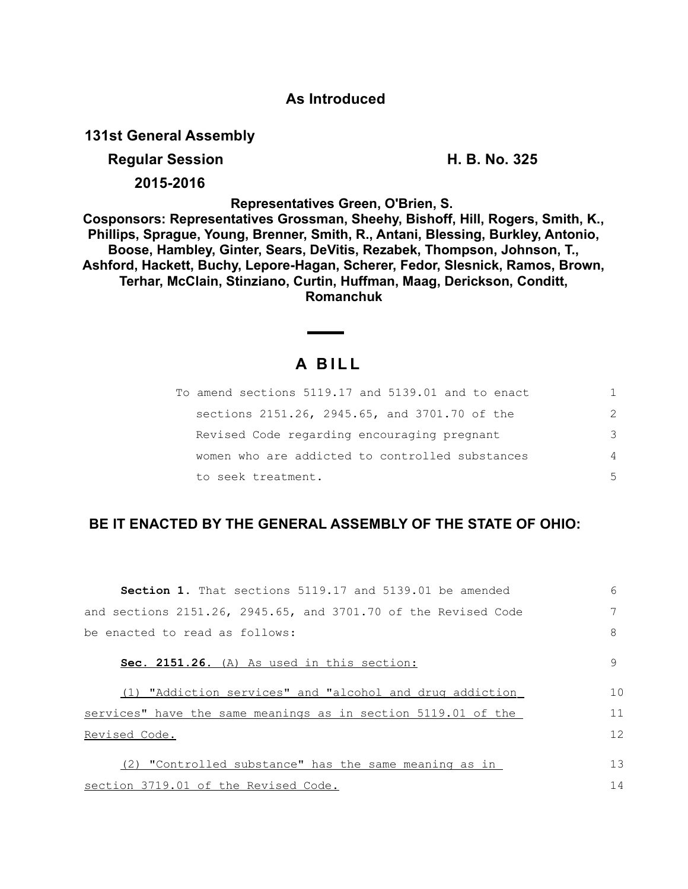**As Introduced**

**131st General Assembly**

**Regular Session** **H. B. No. 325**

**2015-2016**

**Representatives Green, O'Brien, S.**

**Cosponsors: Representatives Grossman, Sheehy, Bishoff, Hill, Rogers, Smith, K., Phillips, Sprague, Young, Brenner, Smith, R., Antani, Blessing, Burkley, Antonio, Boose, Hambley, Ginter, Sears, DeVitis, Rezabek, Thompson, Johnson, T., Ashford, Hackett, Buchy, Lepore-Hagan, Scherer, Fedor, Slesnick, Ramos, Brown, Terhar, McClain, Stinziano, Curtin, Huffman, Maag, Derickson, Conditt, Romanchuk**

# A BILL

To amend sections 5119.17 and 5139.01 and to enact sections 2151.26, 2945.65, and 3701.70 of the Revised Code regarding encouraging pregnant women who are addicted to controlled substances to seek treatment.

**BE IT ENACTED BY THE GENERAL ASSEMBLY OF THE STATE OF OHIO:**

**Section 1.** That sections 5119.17 and 5139.01 be amended and sections 2151.26, 2945.65, and 3701.70 of the Revised Code be enacted to read as follows:

**Sec. 2151.26.** (A) As used in this section:

(1) "Addiction services" and "alcohol and drug addiction services" have the same meanings as in section 5119.01 of the Revised Code.

(2) "Controlled substance" has the same meaning as in section 3719.01 of the Revised Code.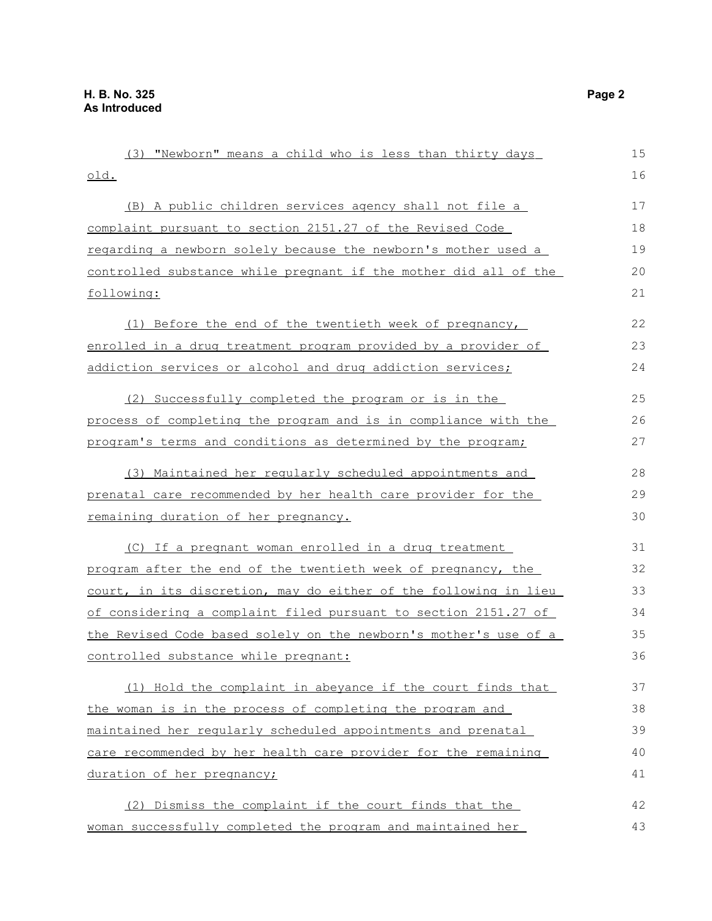(3) "Newborn" means a child who is less than thirty days old.

(B) A public children services agency shall not file a complaint pursuant to section 2151.27 of the Revised Code regarding a newborn solely because the newborn's mother used a controlled substance while pregnant if the mother did all of the following:

(1) Before the end of the twentieth week of pregnancy, enrolled in a drug treatment program provided by a provider of addiction services or alcohol and drug addiction services;

(2) Successfully completed the program or is in the process of completing the program and is in compliance with the program's terms and conditions as determined by the program;

(3) Maintained her regularly scheduled appointments and prenatal care recommended by her health care provider for the remaining duration of her pregnancy.

(C) If a pregnant woman enrolled in a drug treatment program after the end of the twentieth week of pregnancy, the court, in its discretion, may do either of the following in lieu of considering a complaint filed pursuant to section 2151.27 of the Revised Code based solely on the newborn's mother's use of a controlled substance while pregnant:

(1) Hold the complaint in abeyance if the court finds that the woman is in the process of completing the program and maintained her regularly scheduled appointments and prenatal care recommended by her health care provider for the remaining duration of her pregnancy;

(2) Dismiss the complaint if the court finds that the woman successfully completed the program and maintained her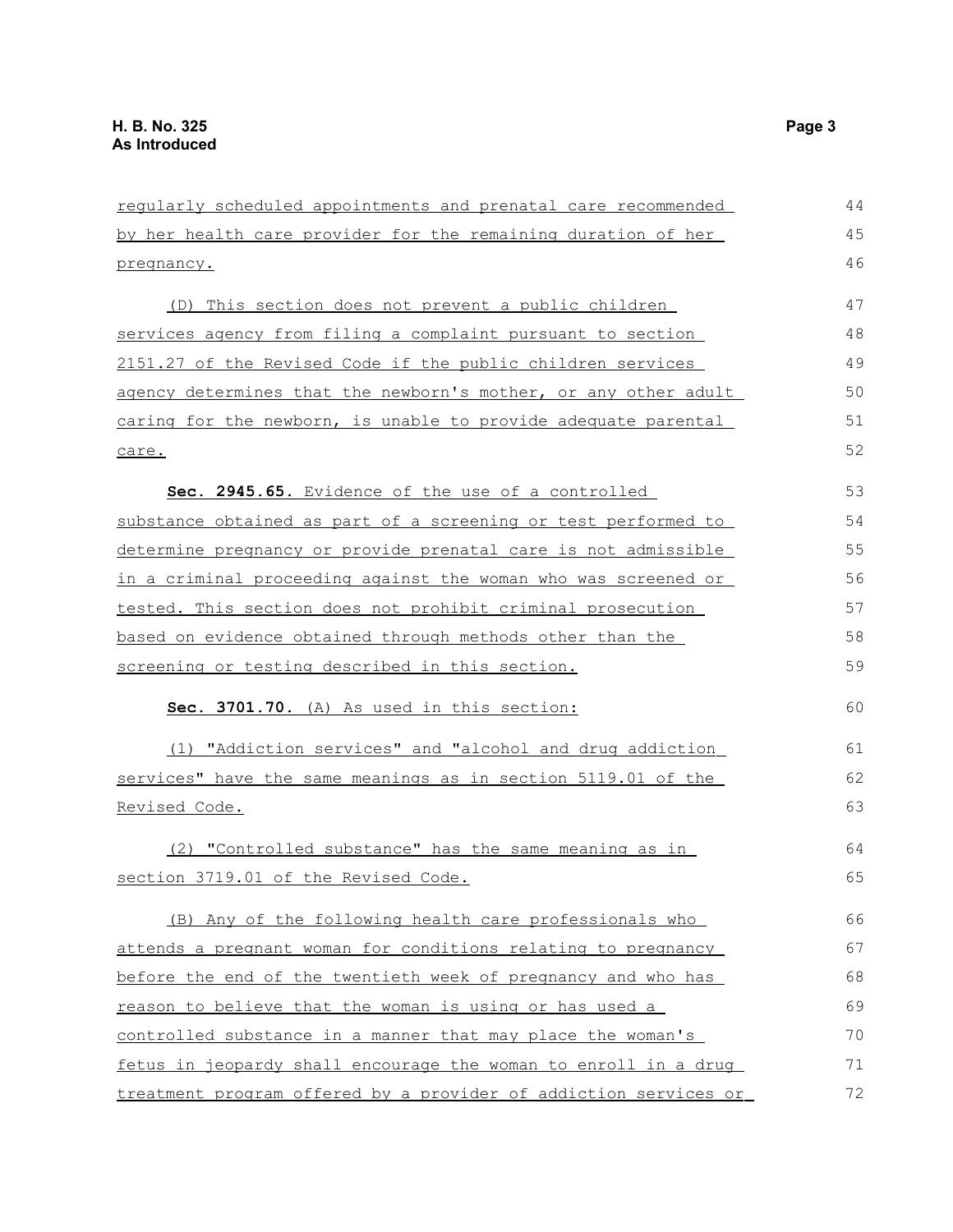regularly scheduled appointments and prenatal care recommended by her health care provider for the remaining duration of her pregnancy.

(D) This section does not prevent a public children services agency from filing a complaint pursuant to section 2151.27 of the Revised Code if the public children services agency determines that the newborn's mother, or any other adult caring for the newborn, is unable to provide adequate parental care.

**Sec. 2945.65.** Evidence of the use of a controlled substance obtained as part of a screening or test performed to determine pregnancy or provide prenatal care is not admissible in a criminal proceeding against the woman who was screened or tested. This section does not prohibit criminal prosecution based on evidence obtained through methods other than the screening or testing described in this section.

**Sec. 3701.70.** (A) As used in this section:

(1) "Addiction services" and "alcohol and drug addiction services" have the same meanings as in section 5119.01 of the Revised Code.

(2) "Controlled substance" has the same meaning as in section 3719.01 of the Revised Code.

(B) Any of the following health care professionals who attends a pregnant woman for conditions relating to pregnancy before the end of the twentieth week of pregnancy and who has reason to believe that the woman is using or has used a controlled substance in a manner that may place the woman's fetus in jeopardy shall encourage the woman to enroll in a drug treatment program offered by a provider of addiction services or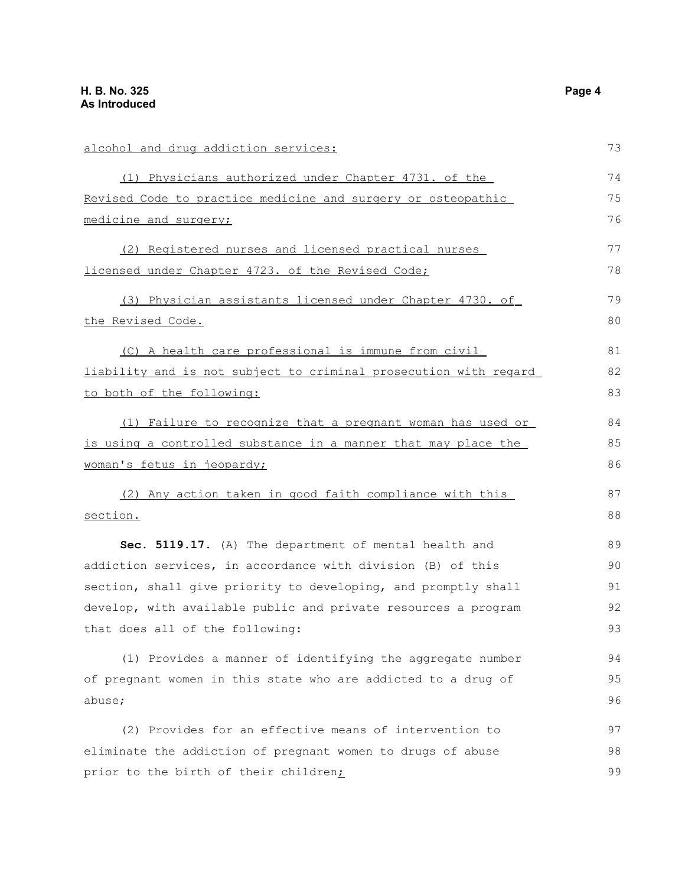alcohol and drug addiction services:

(1) Physicians authorized under Chapter 4731. of the Revised Code to practice medicine and surgery or osteopathic medicine and surgery;

(2) Registered nurses and licensed practical nurses licensed under Chapter 4723. of the Revised Code;

(3) Physician assistants licensed under Chapter 4730. of the Revised Code.

(C) A health care professional is immune from civil liability and is not subject to criminal prosecution with regard to both of the following:

(1) Failure to recognize that a pregnant woman has used or is using a controlled substance in a manner that may place the woman's fetus in jeopardy;

(2) Any action taken in good faith compliance with this section.

**Sec. 5119.17.** (A) The department of mental health and addiction services, in accordance with division (B) of this section, shall give priority to developing, and promptly shall develop, with available public and private resources a program that does all of the following:

(1) Provides a manner of identifying the aggregate number of pregnant women in this state who are addicted to a drug of abuse;

(2) Provides for an effective means of intervention to eliminate the addiction of pregnant women to drugs of abuse prior to the birth of their children;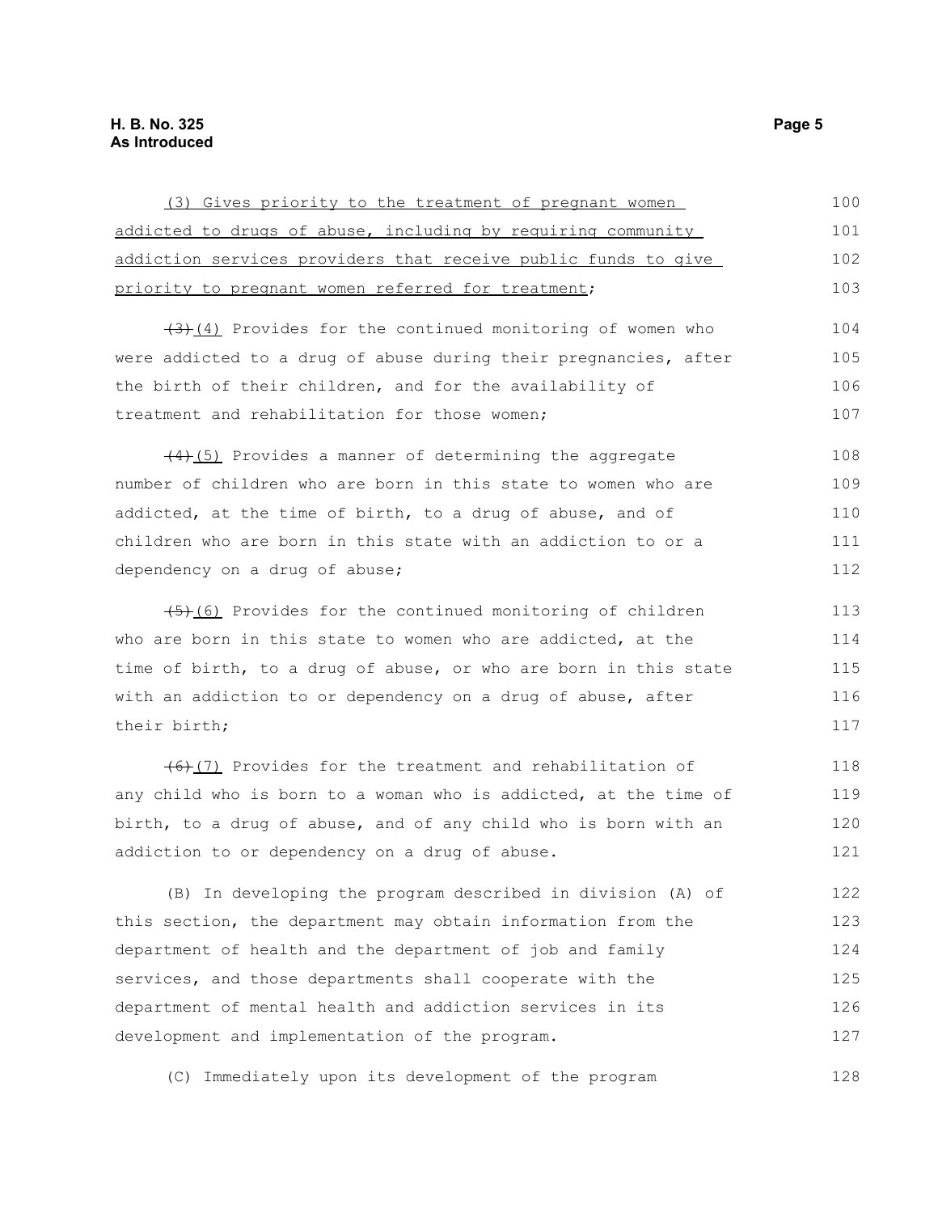(3) Gives priority to the treatment of pregnant women addicted to drugs of abuse, including by requiring community addiction services providers that receive public funds to give priority to pregnant women referred for treatment;

~~(3)~~(4) Provides for the continued monitoring of women who were addicted to a drug of abuse during their pregnancies, after the birth of their children, and for the availability of treatment and rehabilitation for those women;

~~(4)~~(5) Provides a manner of determining the aggregate number of children who are born in this state to women who are addicted, at the time of birth, to a drug of abuse, and of children who are born in this state with an addiction to or a dependency on a drug of abuse;

~~(5)~~(6) Provides for the continued monitoring of children who are born in this state to women who are addicted, at the time of birth, to a drug of abuse, or who are born in this state with an addiction to or dependency on a drug of abuse, after their birth;

~~(6)~~(7) Provides for the treatment and rehabilitation of any child who is born to a woman who is addicted, at the time of birth, to a drug of abuse, and of any child who is born with an addiction to or dependency on a drug of abuse.

(B) In developing the program described in division (A) of this section, the department may obtain information from the department of health and the department of job and family services, and those departments shall cooperate with the department of mental health and addiction services in its development and implementation of the program.

(C) Immediately upon its development of the program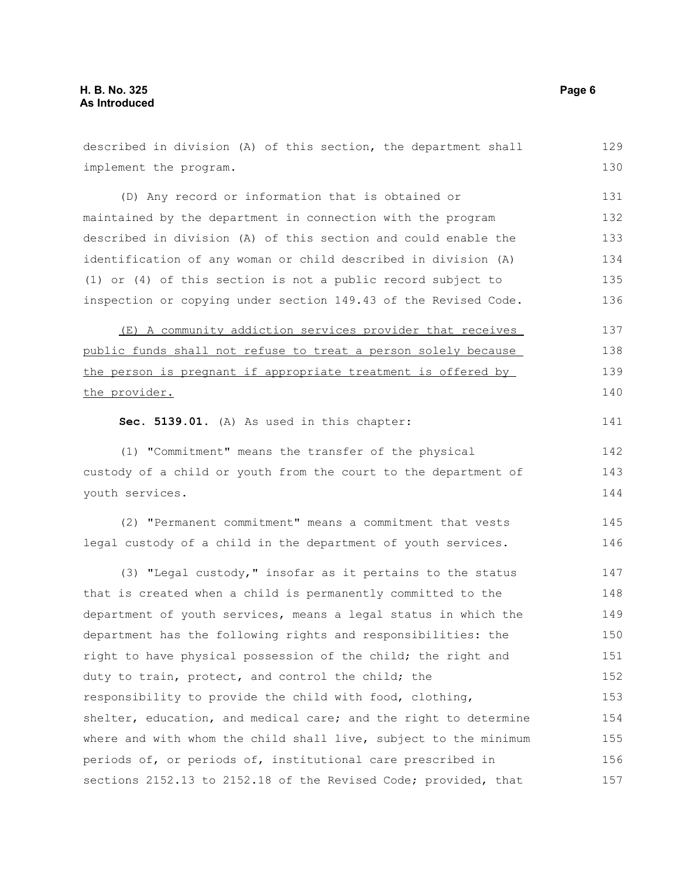described in division (A) of this section, the department shall implement the program.

(D) Any record or information that is obtained or maintained by the department in connection with the program described in division (A) of this section and could enable the identification of any woman or child described in division (A)(1) or (4) of this section is not a public record subject to inspection or copying under section 149.43 of the Revised Code.

<u>(E) A community addiction services provider that receives public funds shall not refuse to treat a person solely because the person is pregnant if appropriate treatment is offered by the provider.</u>

**Sec. 5139.01.** (A) As used in this chapter:

(1) "Commitment" means the transfer of the physical custody of a child or youth from the court to the department of youth services.

(2) "Permanent commitment" means a commitment that vests legal custody of a child in the department of youth services.

(3) "Legal custody," insofar as it pertains to the status that is created when a child is permanently committed to the department of youth services, means a legal status in which the department has the following rights and responsibilities: the right to have physical possession of the child; the right and duty to train, protect, and control the child; the responsibility to provide the child with food, clothing, shelter, education, and medical care; and the right to determine where and with whom the child shall live, subject to the minimum periods of, or periods of, institutional care prescribed in sections 2152.13 to 2152.18 of the Revised Code; provided, that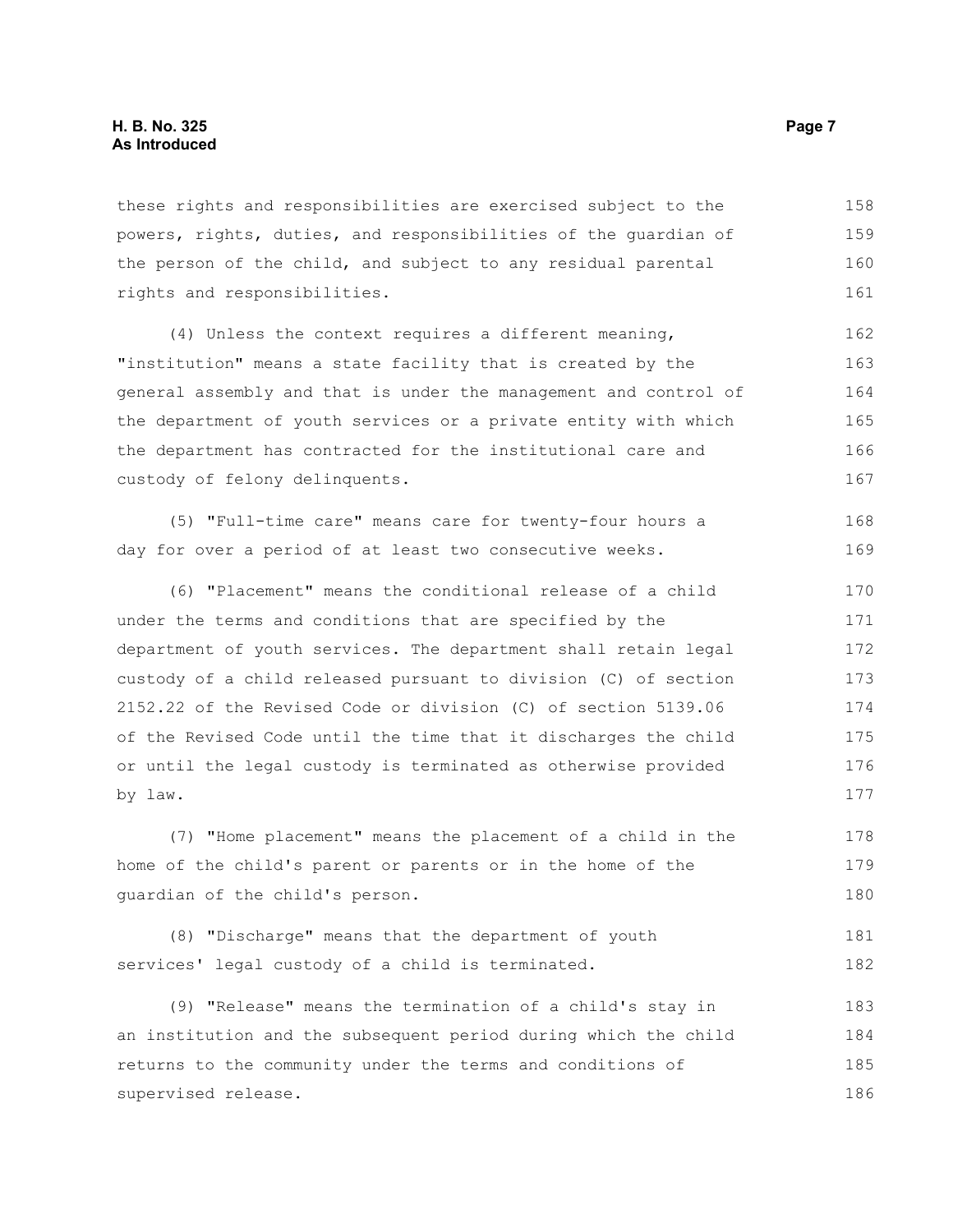these rights and responsibilities are exercised subject to the powers, rights, duties, and responsibilities of the guardian of the person of the child, and subject to any residual parental rights and responsibilities.

(4) Unless the context requires a different meaning, "institution" means a state facility that is created by the general assembly and that is under the management and control of the department of youth services or a private entity with which the department has contracted for the institutional care and custody of felony delinquents.

(5) "Full-time care" means care for twenty-four hours a day for over a period of at least two consecutive weeks.

(6) "Placement" means the conditional release of a child under the terms and conditions that are specified by the department of youth services. The department shall retain legal custody of a child released pursuant to division (C) of section 2152.22 of the Revised Code or division (C) of section 5139.06 of the Revised Code until the time that it discharges the child or until the legal custody is terminated as otherwise provided by law.

(7) "Home placement" means the placement of a child in the home of the child's parent or parents or in the home of the guardian of the child's person.

(8) "Discharge" means that the department of youth services' legal custody of a child is terminated.

(9) "Release" means the termination of a child's stay in an institution and the subsequent period during which the child returns to the community under the terms and conditions of supervised release.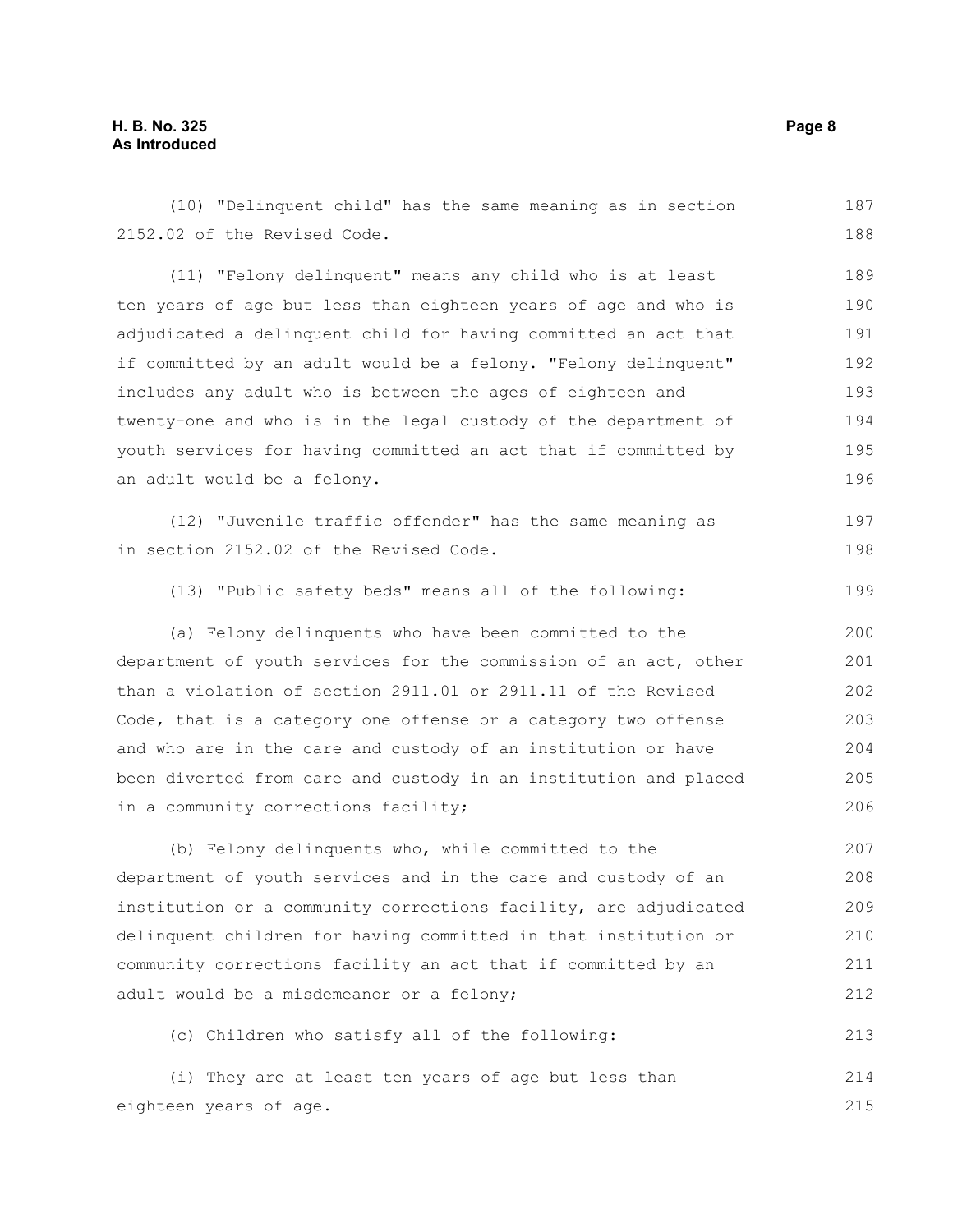(10) "Delinquent child" has the same meaning as in section 2152.02 of the Revised Code.

(11) "Felony delinquent" means any child who is at least ten years of age but less than eighteen years of age and who is adjudicated a delinquent child for having committed an act that if committed by an adult would be a felony. "Felony delinquent" includes any adult who is between the ages of eighteen and twenty-one and who is in the legal custody of the department of youth services for having committed an act that if committed by an adult would be a felony.

(12) "Juvenile traffic offender" has the same meaning as in section 2152.02 of the Revised Code.

(13) "Public safety beds" means all of the following:

(a) Felony delinquents who have been committed to the department of youth services for the commission of an act, other than a violation of section 2911.01 or 2911.11 of the Revised Code, that is a category one offense or a category two offense and who are in the care and custody of an institution or have been diverted from care and custody in an institution and placed in a community corrections facility;

(b) Felony delinquents who, while committed to the department of youth services and in the care and custody of an institution or a community corrections facility, are adjudicated delinquent children for having committed in that institution or community corrections facility an act that if committed by an adult would be a misdemeanor or a felony;

(c) Children who satisfy all of the following:

(i) They are at least ten years of age but less than eighteen years of age.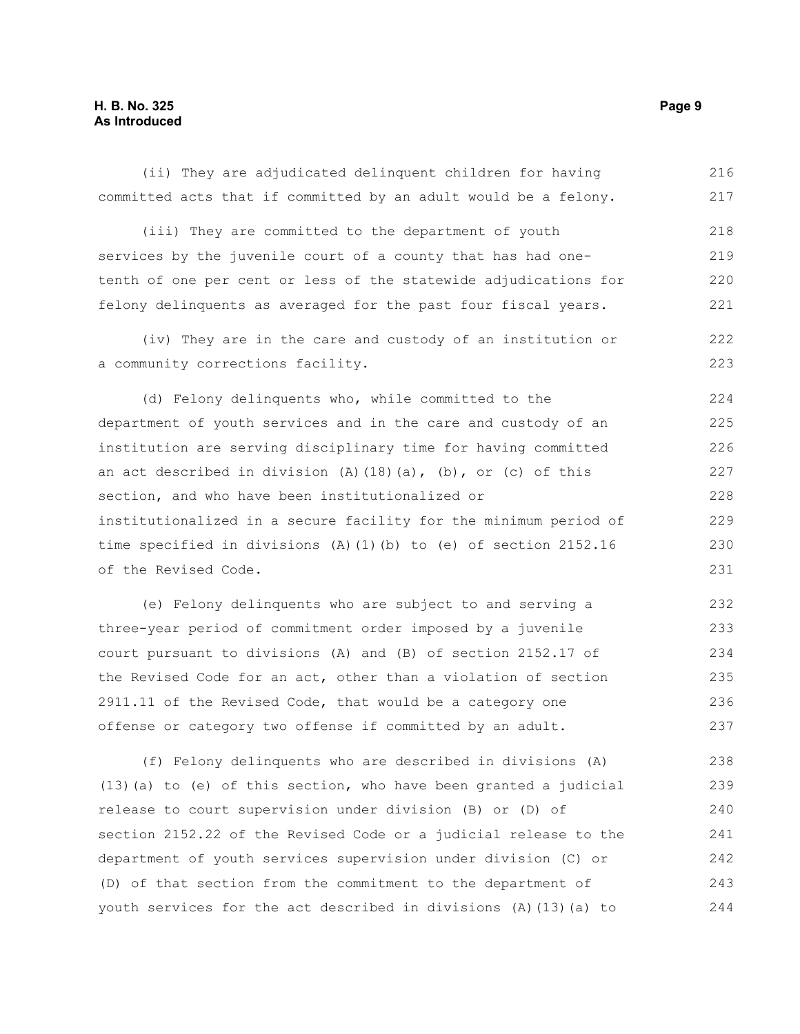(ii) They are adjudicated delinquent children for having committed acts that if committed by an adult would be a felony.

(iii) They are committed to the department of youth services by the juvenile court of a county that has had one-tenth of one per cent or less of the statewide adjudications for felony delinquents as averaged for the past four fiscal years.

(iv) They are in the care and custody of an institution or a community corrections facility.

(d) Felony delinquents who, while committed to the department of youth services and in the care and custody of an institution are serving disciplinary time for having committed an act described in division (A)(18)(a), (b), or (c) of this section, and who have been institutionalized or institutionalized in a secure facility for the minimum period of time specified in divisions (A)(1)(b) to (e) of section 2152.16 of the Revised Code.

(e) Felony delinquents who are subject to and serving a three-year period of commitment order imposed by a juvenile court pursuant to divisions (A) and (B) of section 2152.17 of the Revised Code for an act, other than a violation of section 2911.11 of the Revised Code, that would be a category one offense or category two offense if committed by an adult.

(f) Felony delinquents who are described in divisions (A)(13)(a) to (e) of this section, who have been granted a judicial release to court supervision under division (B) or (D) of section 2152.22 of the Revised Code or a judicial release to the department of youth services supervision under division (C) or (D) of that section from the commitment to the department of youth services for the act described in divisions (A)(13)(a) to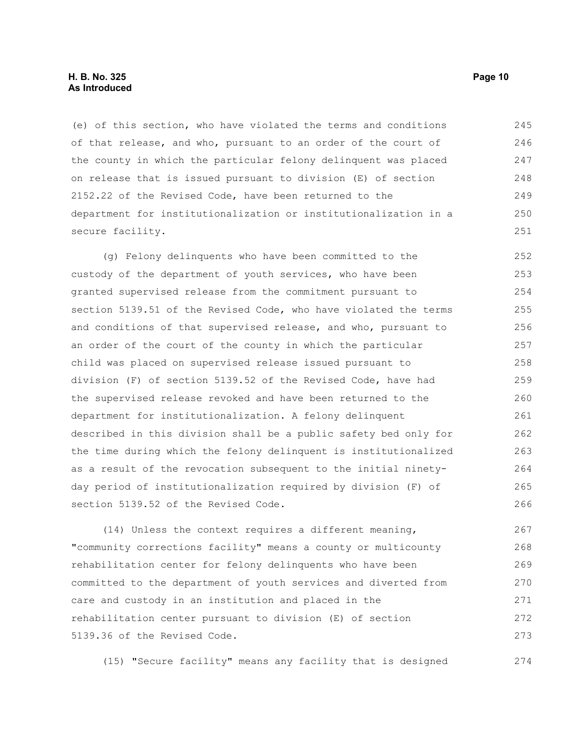(e) of this section, who have violated the terms and conditions of that release, and who, pursuant to an order of the court of the county in which the particular felony delinquent was placed on release that is issued pursuant to division (E) of section 2152.22 of the Revised Code, have been returned to the department for institutionalization or institutionalization in a secure facility.

(g) Felony delinquents who have been committed to the custody of the department of youth services, who have been granted supervised release from the commitment pursuant to section 5139.51 of the Revised Code, who have violated the terms and conditions of that supervised release, and who, pursuant to an order of the court of the county in which the particular child was placed on supervised release issued pursuant to division (F) of section 5139.52 of the Revised Code, have had the supervised release revoked and have been returned to the department for institutionalization. A felony delinquent described in this division shall be a public safety bed only for the time during which the felony delinquent is institutionalized as a result of the revocation subsequent to the initial ninety-day period of institutionalization required by division (F) of section 5139.52 of the Revised Code.

(14) Unless the context requires a different meaning, "community corrections facility" means a county or multicounty rehabilitation center for felony delinquents who have been committed to the department of youth services and diverted from care and custody in an institution and placed in the rehabilitation center pursuant to division (E) of section 5139.36 of the Revised Code.

(15) "Secure facility" means any facility that is designed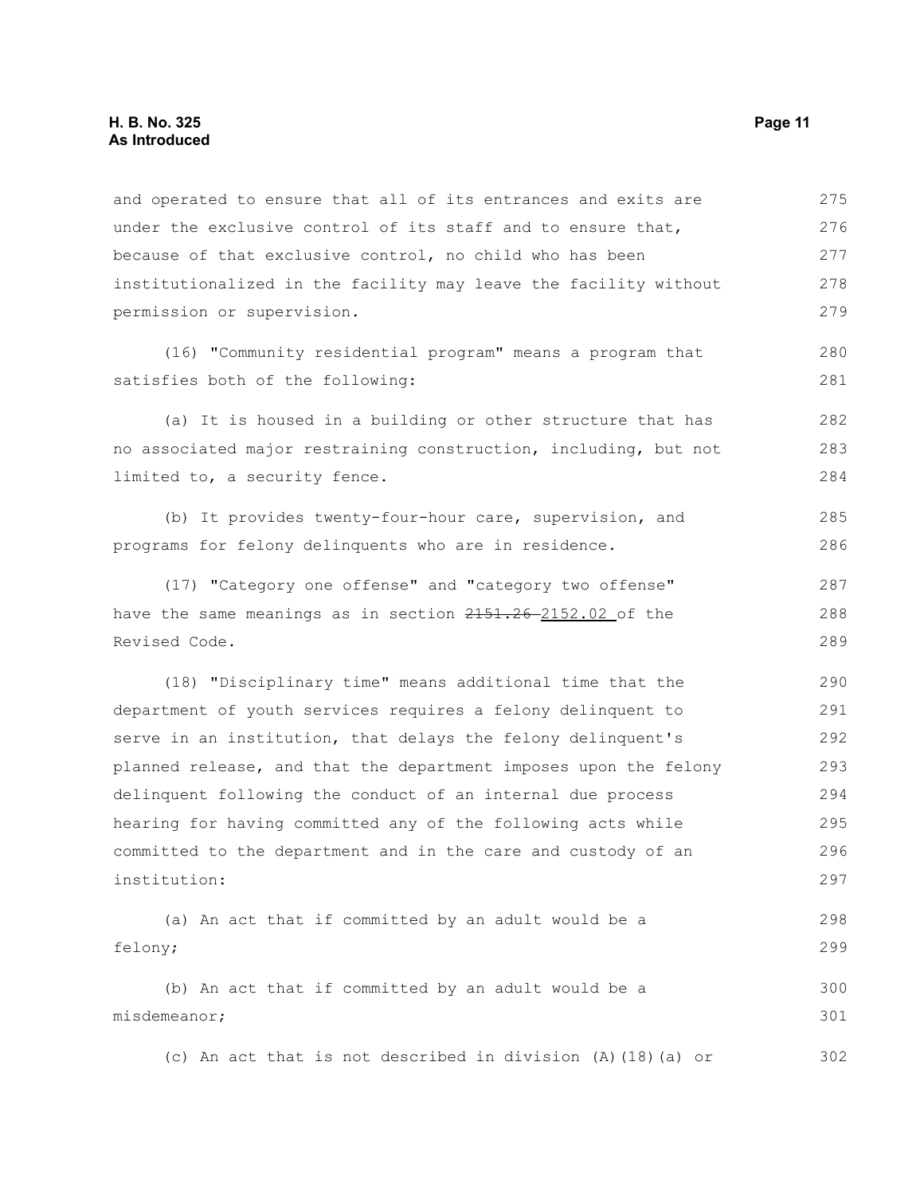and operated to ensure that all of its entrances and exits are under the exclusive control of its staff and to ensure that, because of that exclusive control, no child who has been institutionalized in the facility may leave the facility without permission or supervision.

(16) "Community residential program" means a program that satisfies both of the following:

(a) It is housed in a building or other structure that has no associated major restraining construction, including, but not limited to, a security fence.

(b) It provides twenty-four-hour care, supervision, and programs for felony delinquents who are in residence.

(17) "Category one offense" and "category two offense" have the same meanings as in section ~~2151.26~~ 2152.02 of the Revised Code.

(18) "Disciplinary time" means additional time that the department of youth services requires a felony delinquent to serve in an institution, that delays the felony delinquent's planned release, and that the department imposes upon the felony delinquent following the conduct of an internal due process hearing for having committed any of the following acts while committed to the department and in the care and custody of an institution:

(a) An act that if committed by an adult would be a felony;

(b) An act that if committed by an adult would be a misdemeanor;

(c) An act that is not described in division (A)(18)(a) or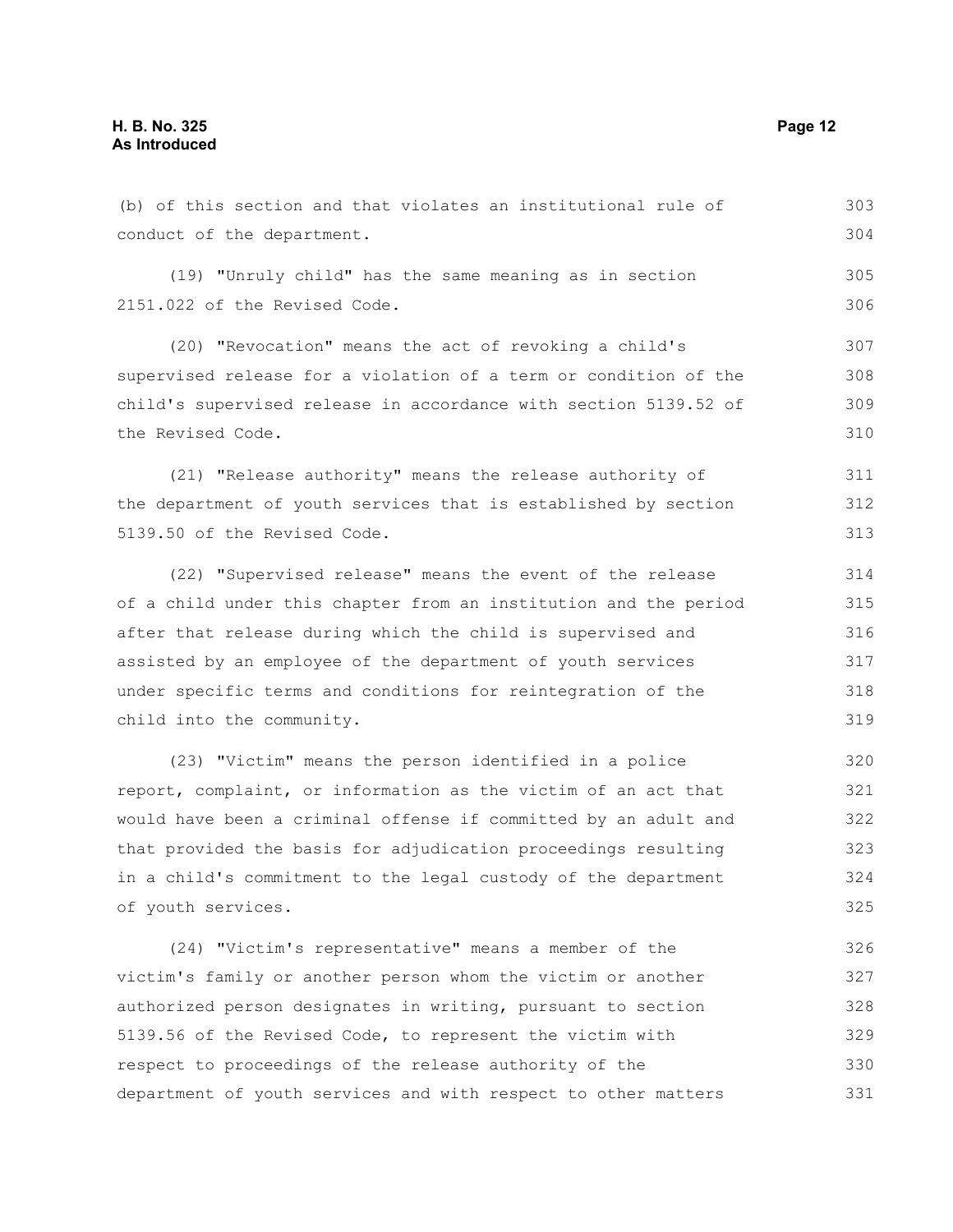(b) of this section and that violates an institutional rule of conduct of the department.

(19) "Unruly child" has the same meaning as in section 2151.022 of the Revised Code.

(20) "Revocation" means the act of revoking a child's supervised release for a violation of a term or condition of the child's supervised release in accordance with section 5139.52 of the Revised Code.

(21) "Release authority" means the release authority of the department of youth services that is established by section 5139.50 of the Revised Code.

(22) "Supervised release" means the event of the release of a child under this chapter from an institution and the period after that release during which the child is supervised and assisted by an employee of the department of youth services under specific terms and conditions for reintegration of the child into the community.

(23) "Victim" means the person identified in a police report, complaint, or information as the victim of an act that would have been a criminal offense if committed by an adult and that provided the basis for adjudication proceedings resulting in a child's commitment to the legal custody of the department of youth services.

(24) "Victim's representative" means a member of the victim's family or another person whom the victim or another authorized person designates in writing, pursuant to section 5139.56 of the Revised Code, to represent the victim with respect to proceedings of the release authority of the department of youth services and with respect to other matters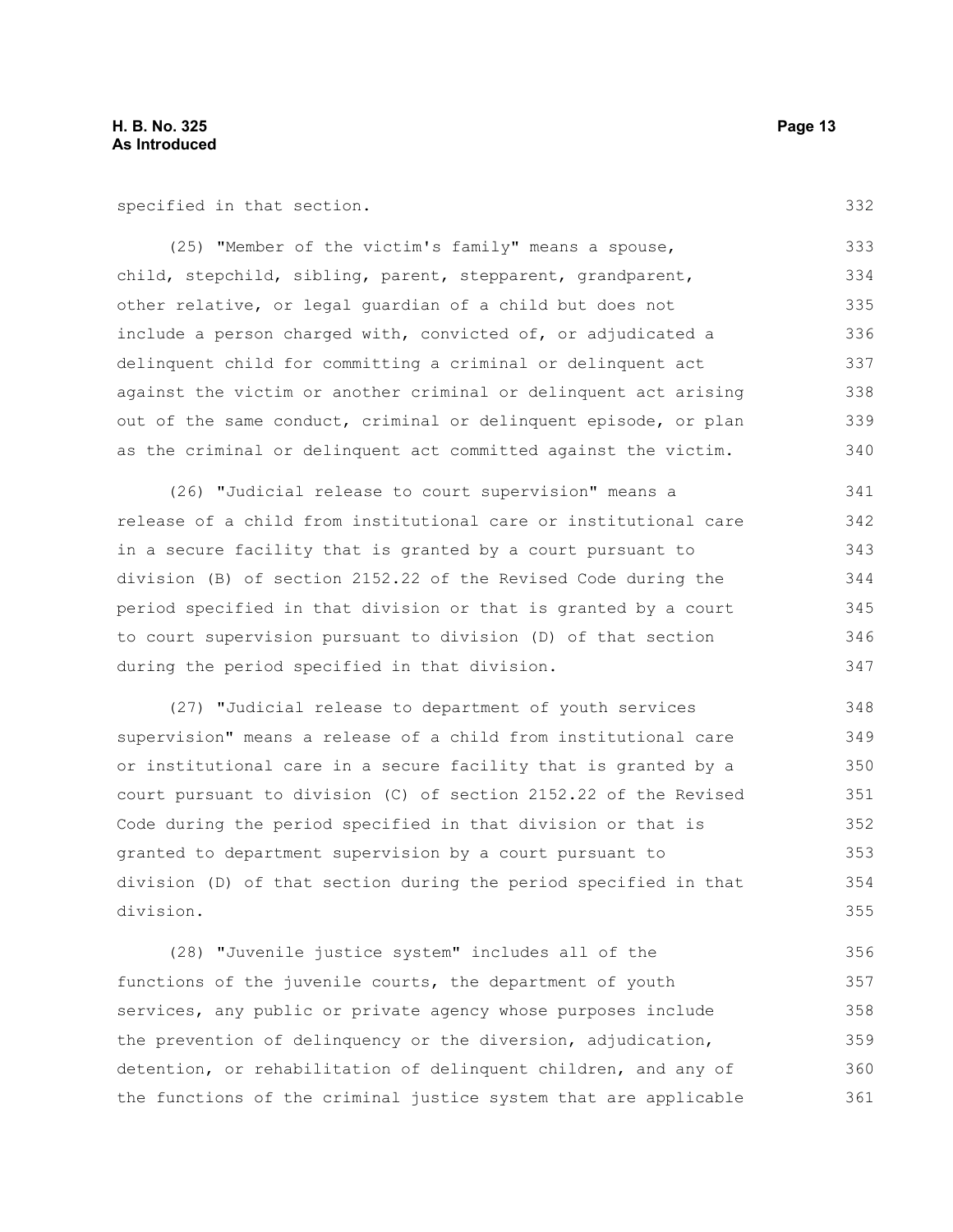specified in that section.

(25) "Member of the victim's family" means a spouse, child, stepchild, sibling, parent, stepparent, grandparent, other relative, or legal guardian of a child but does not include a person charged with, convicted of, or adjudicated a delinquent child for committing a criminal or delinquent act against the victim or another criminal or delinquent act arising out of the same conduct, criminal or delinquent episode, or plan as the criminal or delinquent act committed against the victim.

(26) "Judicial release to court supervision" means a release of a child from institutional care or institutional care in a secure facility that is granted by a court pursuant to division (B) of section 2152.22 of the Revised Code during the period specified in that division or that is granted by a court to court supervision pursuant to division (D) of that section during the period specified in that division.

(27) "Judicial release to department of youth services supervision" means a release of a child from institutional care or institutional care in a secure facility that is granted by a court pursuant to division (C) of section 2152.22 of the Revised Code during the period specified in that division or that is granted to department supervision by a court pursuant to division (D) of that section during the period specified in that division.

(28) "Juvenile justice system" includes all of the functions of the juvenile courts, the department of youth services, any public or private agency whose purposes include the prevention of delinquency or the diversion, adjudication, detention, or rehabilitation of delinquent children, and any of the functions of the criminal justice system that are applicable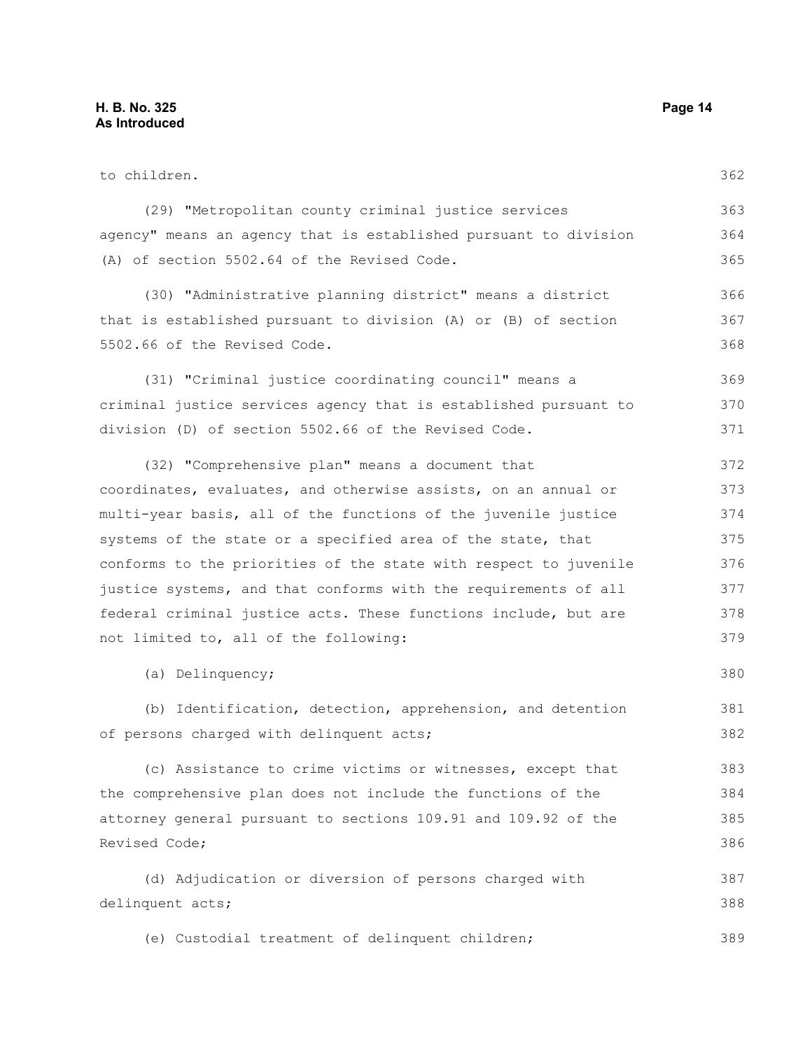to children.

(29) "Metropolitan county criminal justice services agency" means an agency that is established pursuant to division (A) of section 5502.64 of the Revised Code.

(30) "Administrative planning district" means a district that is established pursuant to division (A) or (B) of section 5502.66 of the Revised Code.

(31) "Criminal justice coordinating council" means a criminal justice services agency that is established pursuant to division (D) of section 5502.66 of the Revised Code.

(32) "Comprehensive plan" means a document that coordinates, evaluates, and otherwise assists, on an annual or multi-year basis, all of the functions of the juvenile justice systems of the state or a specified area of the state, that conforms to the priorities of the state with respect to juvenile justice systems, and that conforms with the requirements of all federal criminal justice acts. These functions include, but are not limited to, all of the following:

(a) Delinquency;

(b) Identification, detection, apprehension, and detention of persons charged with delinquent acts;

(c) Assistance to crime victims or witnesses, except that the comprehensive plan does not include the functions of the attorney general pursuant to sections 109.91 and 109.92 of the Revised Code;

(d) Adjudication or diversion of persons charged with delinquent acts;

(e) Custodial treatment of delinquent children;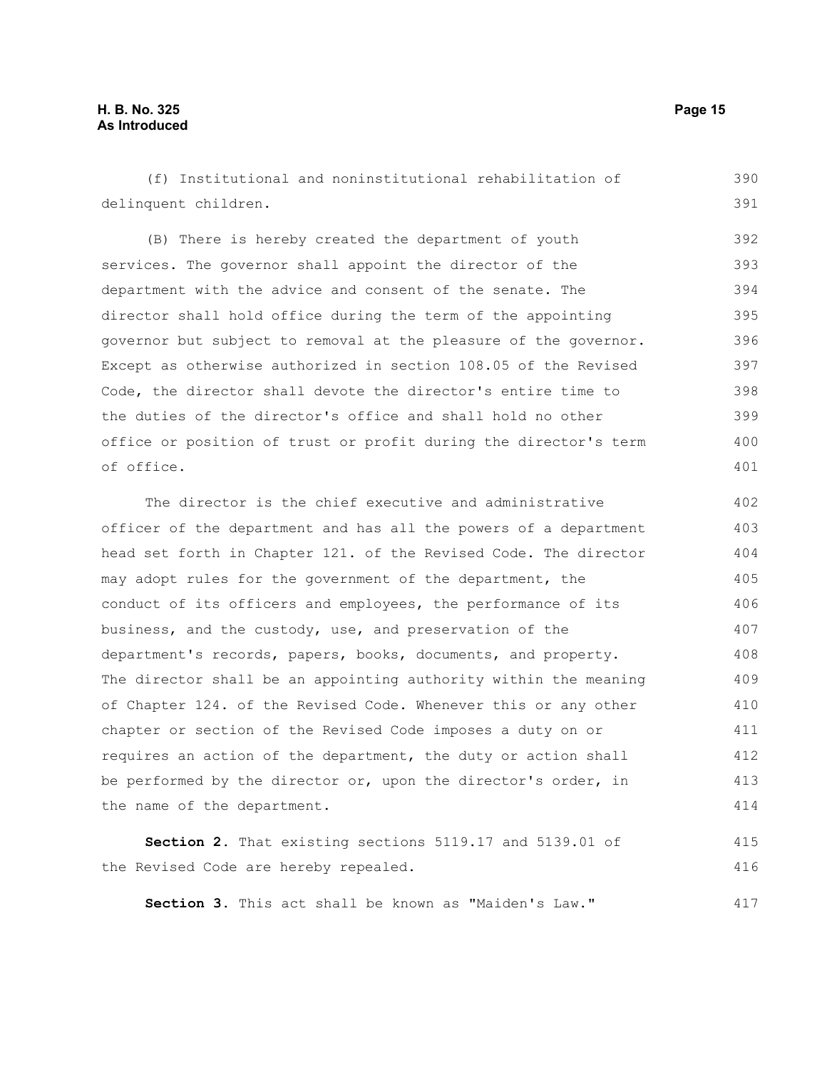(f) Institutional and noninstitutional rehabilitation of delinquent children.

(B) There is hereby created the department of youth services. The governor shall appoint the director of the department with the advice and consent of the senate. The director shall hold office during the term of the appointing governor but subject to removal at the pleasure of the governor. Except as otherwise authorized in section 108.05 of the Revised Code, the director shall devote the director's entire time to the duties of the director's office and shall hold no other office or position of trust or profit during the director's term of office.

The director is the chief executive and administrative officer of the department and has all the powers of a department head set forth in Chapter 121. of the Revised Code. The director may adopt rules for the government of the department, the conduct of its officers and employees, the performance of its business, and the custody, use, and preservation of the department's records, papers, books, documents, and property. The director shall be an appointing authority within the meaning of Chapter 124. of the Revised Code. Whenever this or any other chapter or section of the Revised Code imposes a duty on or requires an action of the department, the duty or action shall be performed by the director or, upon the director's order, in the name of the department.

**Section 2.** That existing sections 5119.17 and 5139.01 of the Revised Code are hereby repealed.

**Section 3.** This act shall be known as "Maiden's Law."